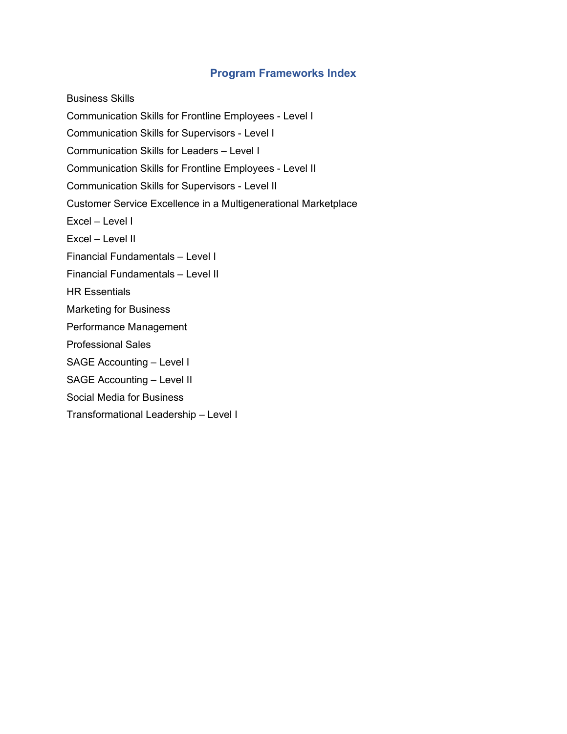# Program Frameworks Index

Business Skills

Communication Skills for Frontline Employees - Level I

Communication Skills for Supervisors - Level I

Communication Skills for Leaders – Level I

Communication Skills for Frontline Employees - Level II

Communication Skills for Supervisors - Level II

Customer Service Excellence in a Multigenerational Marketplace

Excel – Level I

Excel – Level II

Financial Fundamentals – Level I

Financial Fundamentals – Level II

HR Essentials

Marketing for Business

Performance Management

Professional Sales

SAGE Accounting – Level I

SAGE Accounting – Level II

Social Media for Business

Transformational Leadership – Level I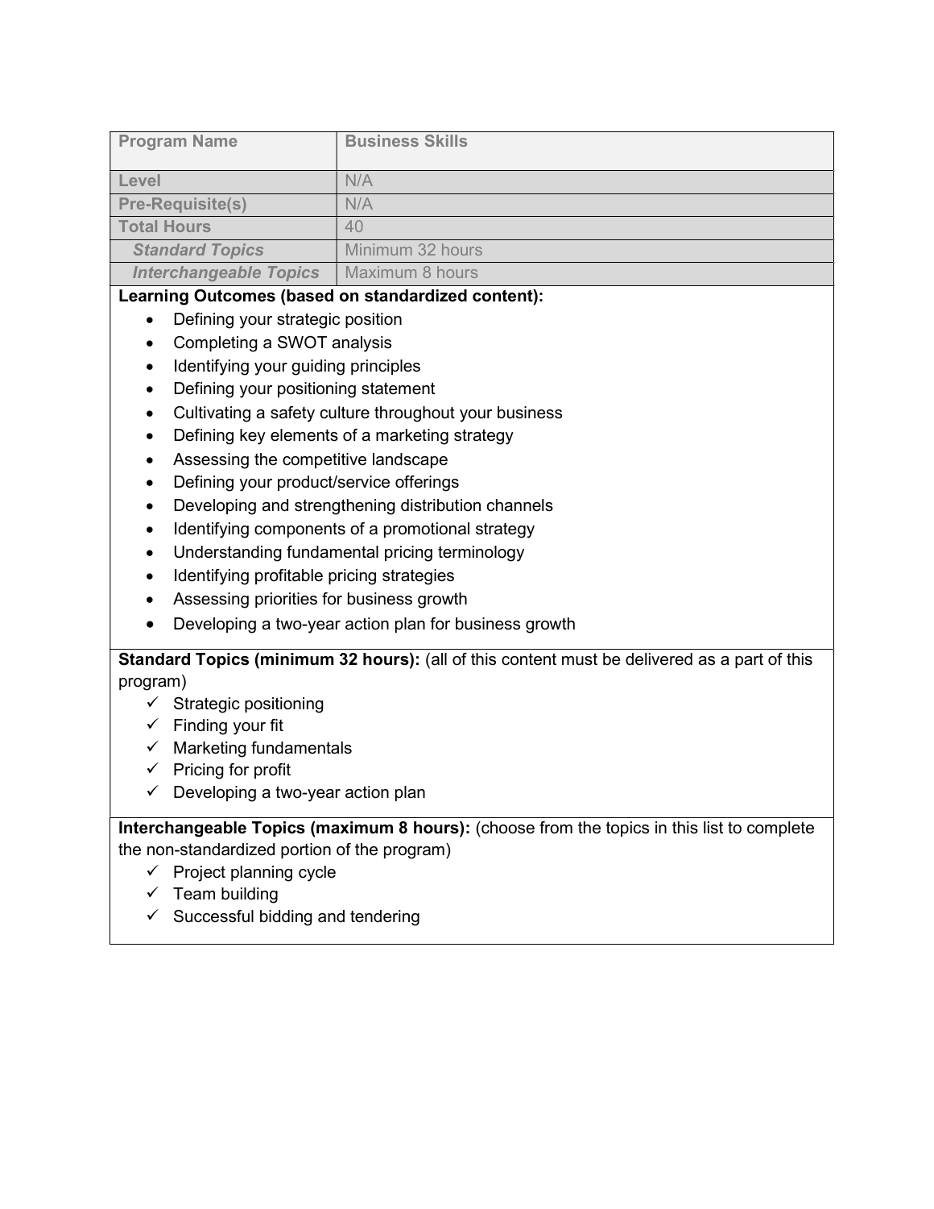| Program Name | Business Skills |
| --- | --- |
| Level | N/A |
| Pre-Requisite(s) | N/A |
| Total Hours | 40 |
| *Standard Topics* | Minimum 32 hours |
| *Interchangeable Topics* | Maximum 8 hours |

**Learning Outcomes (based on standardized content):**

- Defining your strategic position
- Completing a SWOT analysis
- Identifying your guiding principles
- Defining your positioning statement
- Cultivating a safety culture throughout your business
- Defining key elements of a marketing strategy
- Assessing the competitive landscape
- Defining your product/service offerings
- Developing and strengthening distribution channels
- Identifying components of a promotional strategy
- Understanding fundamental pricing terminology
- Identifying profitable pricing strategies
- Assessing priorities for business growth
- Developing a two-year action plan for business growth

**Standard Topics (minimum 32 hours):** (all of this content must be delivered as a part of this program)

- ✓ Strategic positioning
- ✓ Finding your fit
- ✓ Marketing fundamentals
- ✓ Pricing for profit
- ✓ Developing a two-year action plan

**Interchangeable Topics (maximum 8 hours):** (choose from the topics in this list to complete the non-standardized portion of the program)

- ✓ Project planning cycle
- ✓ Team building
- ✓ Successful bidding and tendering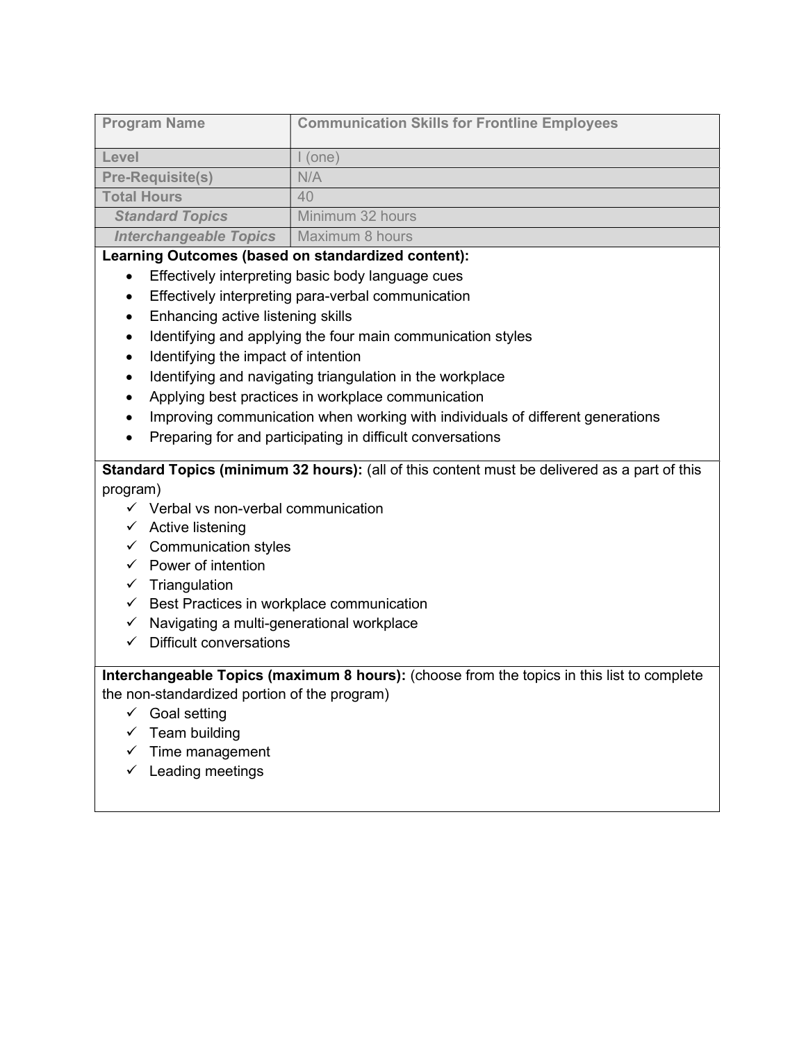| Program Name | Communication Skills for Frontline Employees |
|---|---|
| Level | I (one) |
| Pre-Requisite(s) | N/A |
| Total Hours | 40 |
| *Standard Topics* | Minimum 32 hours |
| *Interchangeable Topics* | Maximum 8 hours |

**Learning Outcomes (based on standardized content):**

- Effectively interpreting basic body language cues
- Effectively interpreting para-verbal communication
- Enhancing active listening skills
- Identifying and applying the four main communication styles
- Identifying the impact of intention
- Identifying and navigating triangulation in the workplace
- Applying best practices in workplace communication
- Improving communication when working with individuals of different generations
- Preparing for and participating in difficult conversations

**Standard Topics (minimum 32 hours):** (all of this content must be delivered as a part of this program)

- ✓ Verbal vs non-verbal communication
- ✓ Active listening
- ✓ Communication styles
- ✓ Power of intention
- ✓ Triangulation
- ✓ Best Practices in workplace communication
- ✓ Navigating a multi-generational workplace
- ✓ Difficult conversations

**Interchangeable Topics (maximum 8 hours):** (choose from the topics in this list to complete the non-standardized portion of the program)

- ✓ Goal setting
- ✓ Team building
- ✓ Time management
- ✓ Leading meetings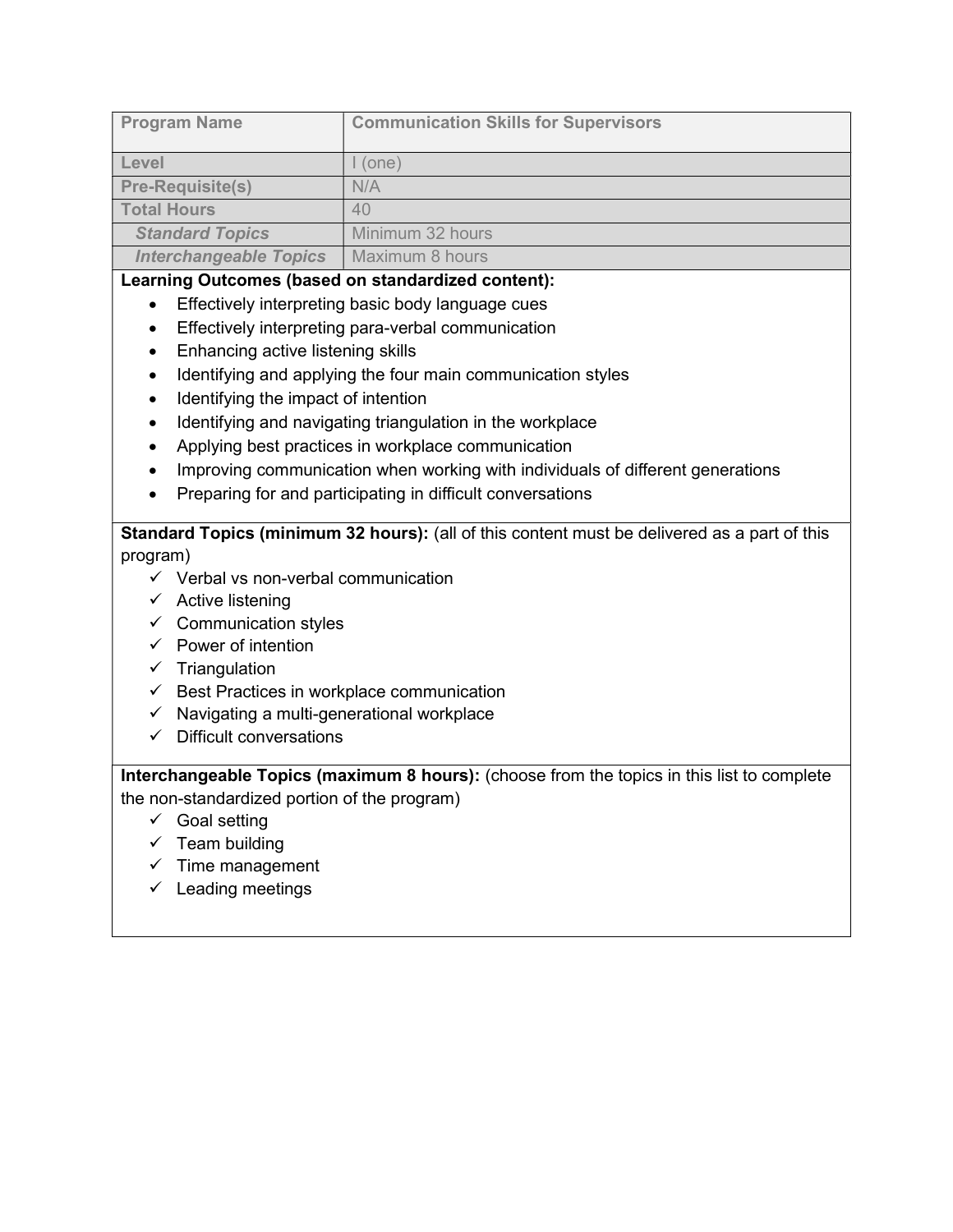| Program Name | Communication Skills for Supervisors |
| --- | --- |
| Level | I (one) |
| Pre-Requisite(s) | N/A |
| Total Hours | 40 |
| *Standard Topics* | Minimum 32 hours |
| *Interchangeable Topics* | Maximum 8 hours |

**Learning Outcomes (based on standardized content):**

- Effectively interpreting basic body language cues
- Effectively interpreting para-verbal communication
- Enhancing active listening skills
- Identifying and applying the four main communication styles
- Identifying the impact of intention
- Identifying and navigating triangulation in the workplace
- Applying best practices in workplace communication
- Improving communication when working with individuals of different generations
- Preparing for and participating in difficult conversations

**Standard Topics (minimum 32 hours):** (all of this content must be delivered as a part of this program)

- ✓ Verbal vs non-verbal communication
- ✓ Active listening
- ✓ Communication styles
- ✓ Power of intention
- ✓ Triangulation
- ✓ Best Practices in workplace communication
- ✓ Navigating a multi-generational workplace
- ✓ Difficult conversations

**Interchangeable Topics (maximum 8 hours):** (choose from the topics in this list to complete the non-standardized portion of the program)

- ✓ Goal setting
- ✓ Team building
- ✓ Time management
- ✓ Leading meetings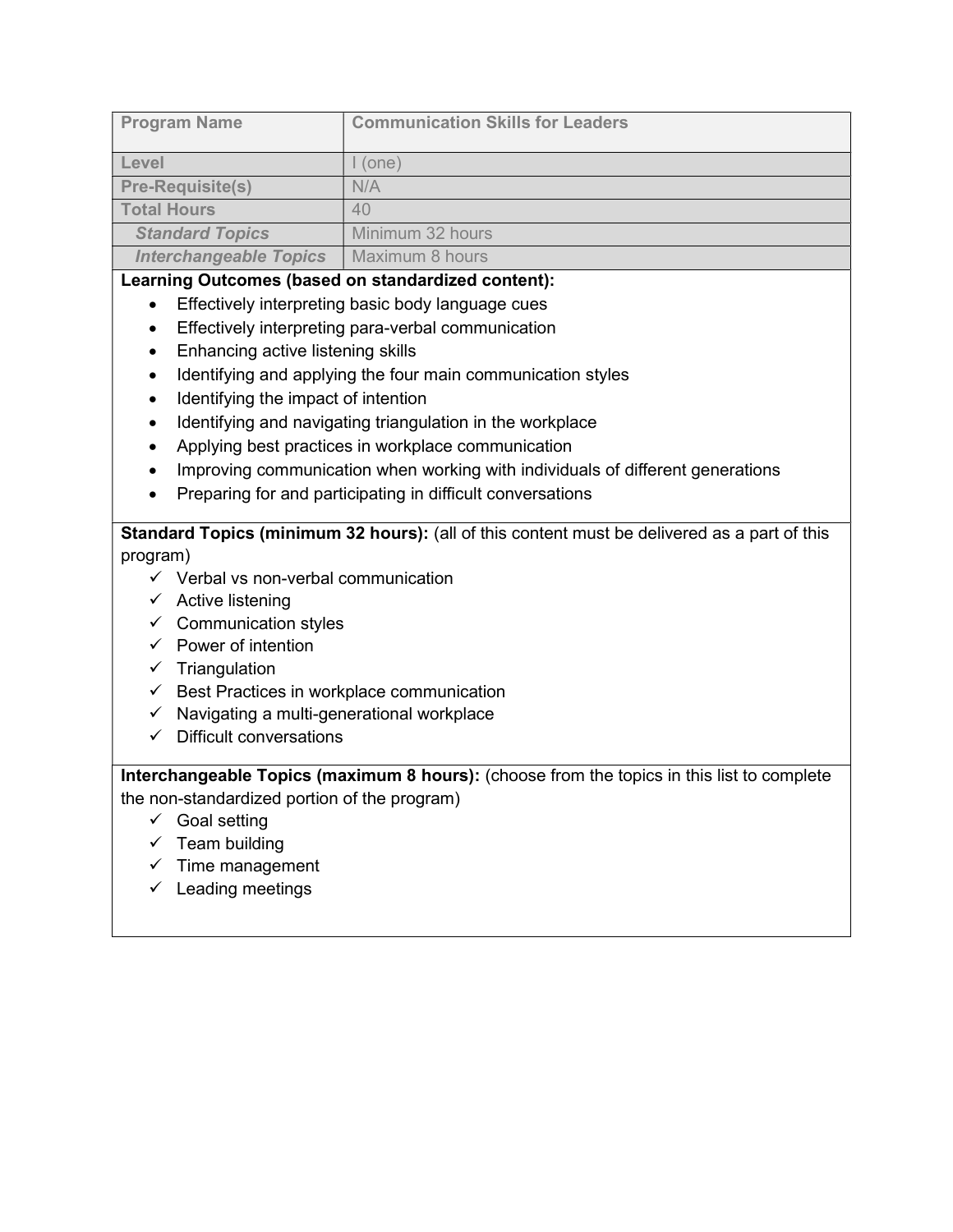| Program Name | Communication Skills for Leaders |
| --- | --- |
| Level | I (one) |
| Pre-Requisite(s) | N/A |
| Total Hours | 40 |
| *Standard Topics* | Minimum 32 hours |
| *Interchangeable Topics* | Maximum 8 hours |

**Learning Outcomes (based on standardized content):**

- Effectively interpreting basic body language cues
- Effectively interpreting para-verbal communication
- Enhancing active listening skills
- Identifying and applying the four main communication styles
- Identifying the impact of intention
- Identifying and navigating triangulation in the workplace
- Applying best practices in workplace communication
- Improving communication when working with individuals of different generations
- Preparing for and participating in difficult conversations

**Standard Topics (minimum 32 hours):** (all of this content must be delivered as a part of this program)

- ✓ Verbal vs non-verbal communication
- ✓ Active listening
- ✓ Communication styles
- ✓ Power of intention
- ✓ Triangulation
- ✓ Best Practices in workplace communication
- ✓ Navigating a multi-generational workplace
- ✓ Difficult conversations

**Interchangeable Topics (maximum 8 hours):** (choose from the topics in this list to complete the non-standardized portion of the program)

- ✓ Goal setting
- ✓ Team building
- ✓ Time management
- ✓ Leading meetings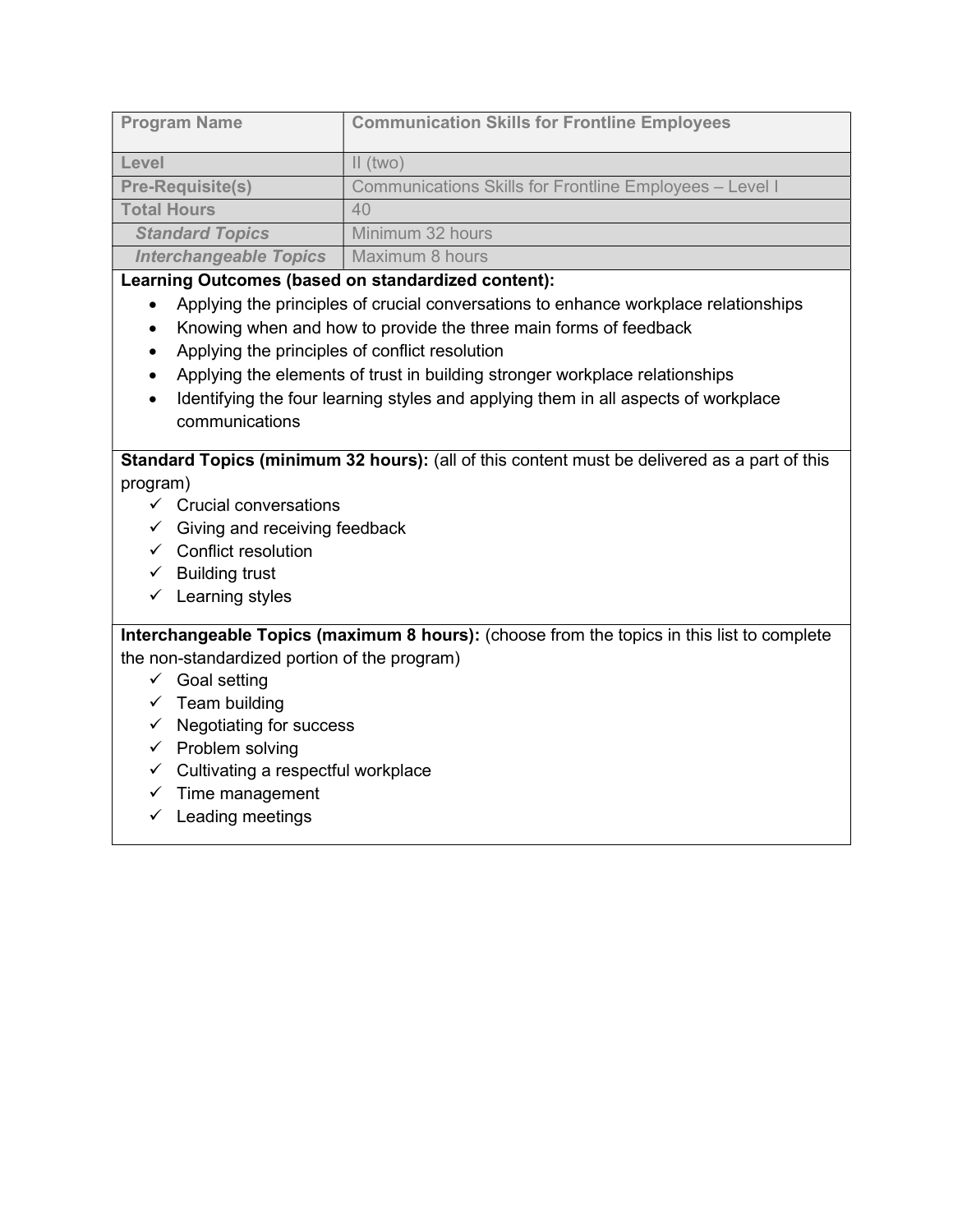| Program Name | Communication Skills for Frontline Employees |
|---|---|
| Level | II (two) |
| Pre-Requisite(s) | Communications Skills for Frontline Employees – Level I |
| Total Hours | 40 |
| *Standard Topics* | Minimum 32 hours |
| *Interchangeable Topics* | Maximum 8 hours |

**Learning Outcomes (based on standardized content):**

- Applying the principles of crucial conversations to enhance workplace relationships
- Knowing when and how to provide the three main forms of feedback
- Applying the principles of conflict resolution
- Applying the elements of trust in building stronger workplace relationships
- Identifying the four learning styles and applying them in all aspects of workplace communications

**Standard Topics (minimum 32 hours):** (all of this content must be delivered as a part of this program)

- ✓ Crucial conversations
- ✓ Giving and receiving feedback
- ✓ Conflict resolution
- ✓ Building trust
- ✓ Learning styles

**Interchangeable Topics (maximum 8 hours):** (choose from the topics in this list to complete the non-standardized portion of the program)

- ✓ Goal setting
- ✓ Team building
- ✓ Negotiating for success
- ✓ Problem solving
- ✓ Cultivating a respectful workplace
- ✓ Time management
- ✓ Leading meetings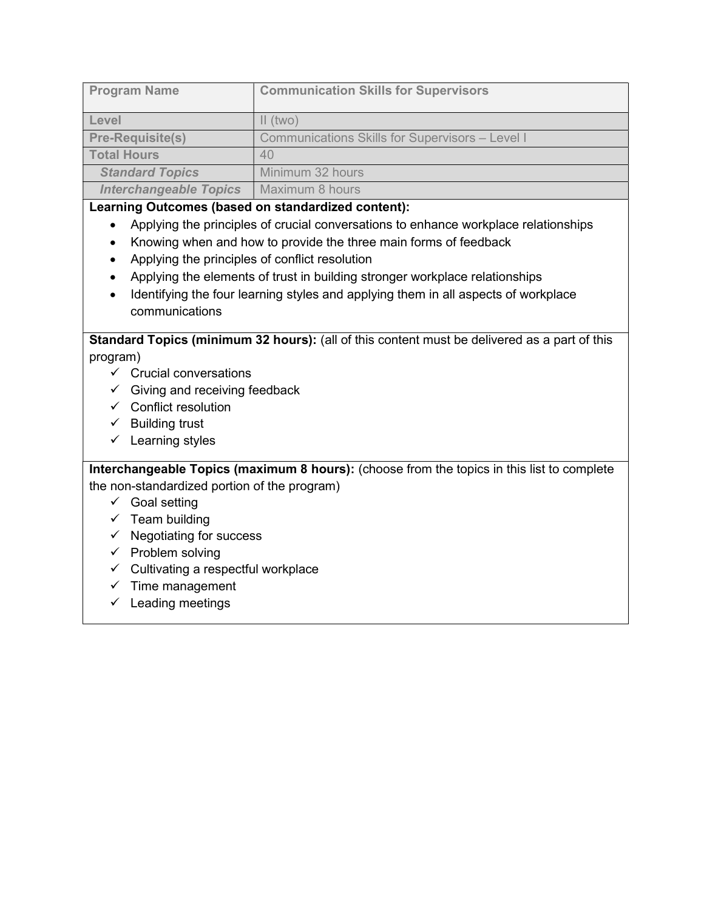| Program Name | Communication Skills for Supervisors |
| --- | --- |
| **Level** | II (two) |
| **Pre-Requisite(s)** | Communications Skills for Supervisors – Level I |
| **Total Hours** | 40 |
| ***Standard Topics*** | Minimum 32 hours |
| ***Interchangeable Topics*** | Maximum 8 hours |

**Learning Outcomes (based on standardized content):**

- Applying the principles of crucial conversations to enhance workplace relationships
- Knowing when and how to provide the three main forms of feedback
- Applying the principles of conflict resolution
- Applying the elements of trust in building stronger workplace relationships
- Identifying the four learning styles and applying them in all aspects of workplace communications

**Standard Topics (minimum 32 hours):** (all of this content must be delivered as a part of this program)

- ✓ Crucial conversations
- ✓ Giving and receiving feedback
- ✓ Conflict resolution
- ✓ Building trust
- ✓ Learning styles

**Interchangeable Topics (maximum 8 hours):** (choose from the topics in this list to complete the non-standardized portion of the program)

- ✓ Goal setting
- ✓ Team building
- ✓ Negotiating for success
- ✓ Problem solving
- ✓ Cultivating a respectful workplace
- ✓ Time management
- ✓ Leading meetings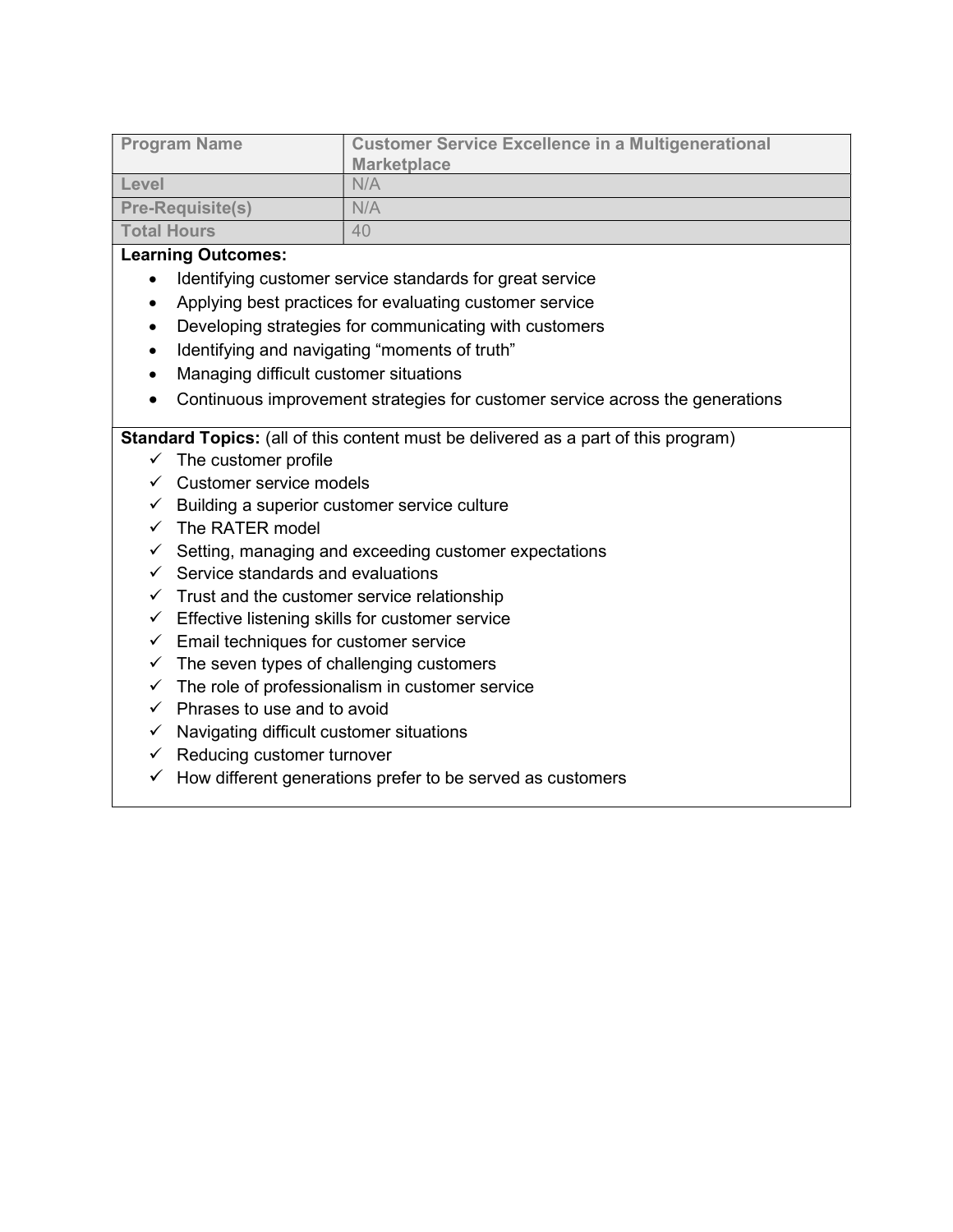| Program Name | Customer Service Excellence in a Multigenerational Marketplace |
|---|---|
| Level | N/A |
| Pre-Requisite(s) | N/A |
| Total Hours | 40 |

**Learning Outcomes:**

- Identifying customer service standards for great service
- Applying best practices for evaluating customer service
- Developing strategies for communicating with customers
- Identifying and navigating "moments of truth"
- Managing difficult customer situations
- Continuous improvement strategies for customer service across the generations

**Standard Topics:** (all of this content must be delivered as a part of this program)

- ✓ The customer profile
- ✓ Customer service models
- ✓ Building a superior customer service culture
- ✓ The RATER model
- ✓ Setting, managing and exceeding customer expectations
- ✓ Service standards and evaluations
- ✓ Trust and the customer service relationship
- ✓ Effective listening skills for customer service
- ✓ Email techniques for customer service
- ✓ The seven types of challenging customers
- ✓ The role of professionalism in customer service
- ✓ Phrases to use and to avoid
- ✓ Navigating difficult customer situations
- ✓ Reducing customer turnover
- ✓ How different generations prefer to be served as customers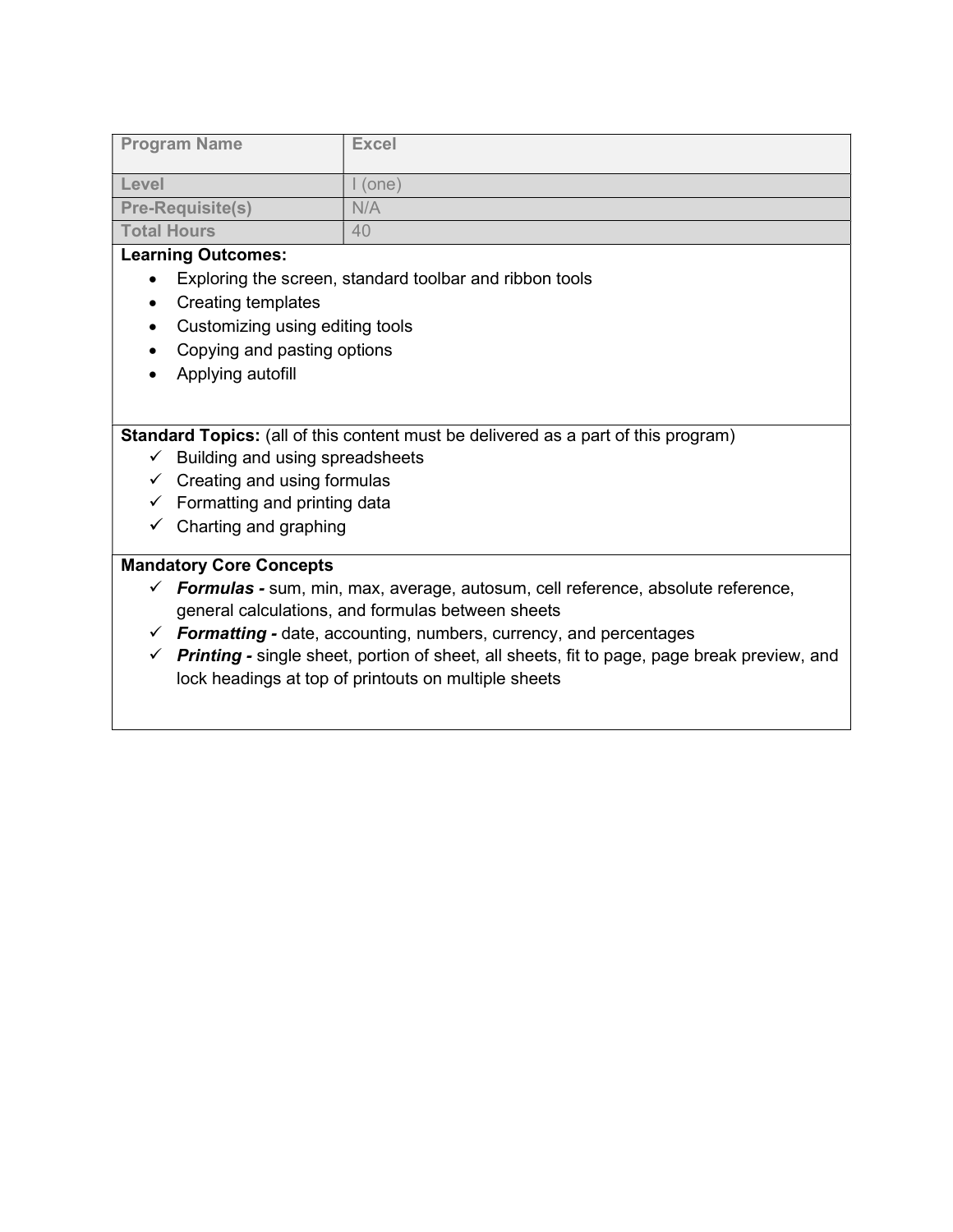| Program Name | Excel |
|---|---|
| Level | I (one) |
| Pre-Requisite(s) | N/A |
| Total Hours | 40 |

**Learning Outcomes:**

- Exploring the screen, standard toolbar and ribbon tools
- Creating templates
- Customizing using editing tools
- Copying and pasting options
- Applying autofill

**Standard Topics:** (all of this content must be delivered as a part of this program)

- ✓ Building and using spreadsheets
- ✓ Creating and using formulas
- ✓ Formatting and printing data
- ✓ Charting and graphing

**Mandatory Core Concepts**

- ✓ ***Formulas -*** sum, min, max, average, autosum, cell reference, absolute reference, general calculations, and formulas between sheets
- ✓ ***Formatting -*** date, accounting, numbers, currency, and percentages
- ✓ ***Printing -*** single sheet, portion of sheet, all sheets, fit to page, page break preview, and lock headings at top of printouts on multiple sheets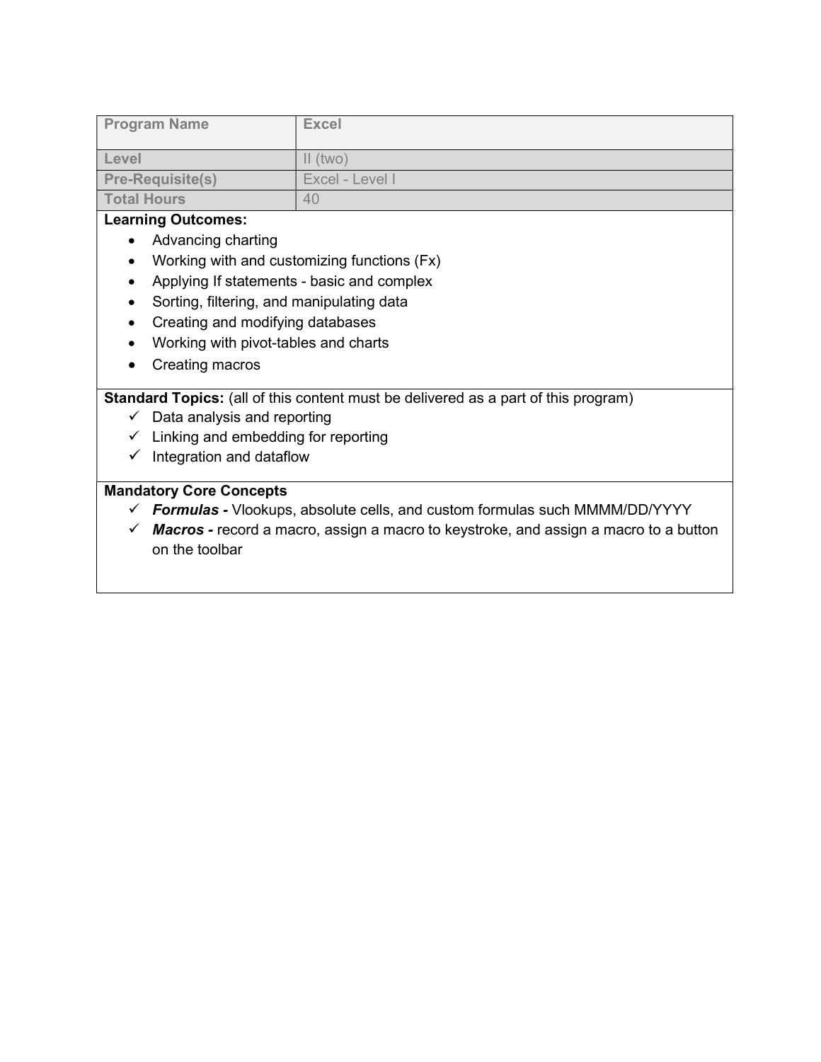| Program Name | Excel |
| --- | --- |
| Level | II (two) |
| Pre-Requisite(s) | Excel - Level I |
| Total Hours | 40 |

**Learning Outcomes:**

- Advancing charting
- Working with and customizing functions (Fx)
- Applying If statements - basic and complex
- Sorting, filtering, and manipulating data
- Creating and modifying databases
- Working with pivot-tables and charts
- Creating macros

**Standard Topics:** (all of this content must be delivered as a part of this program)

- ✓ Data analysis and reporting
- ✓ Linking and embedding for reporting
- ✓ Integration and dataflow

**Mandatory Core Concepts**

- ✓ ***Formulas -*** Vlookups, absolute cells, and custom formulas such MMMM/DD/YYYY
- ✓ ***Macros -*** record a macro, assign a macro to keystroke, and assign a macro to a button on the toolbar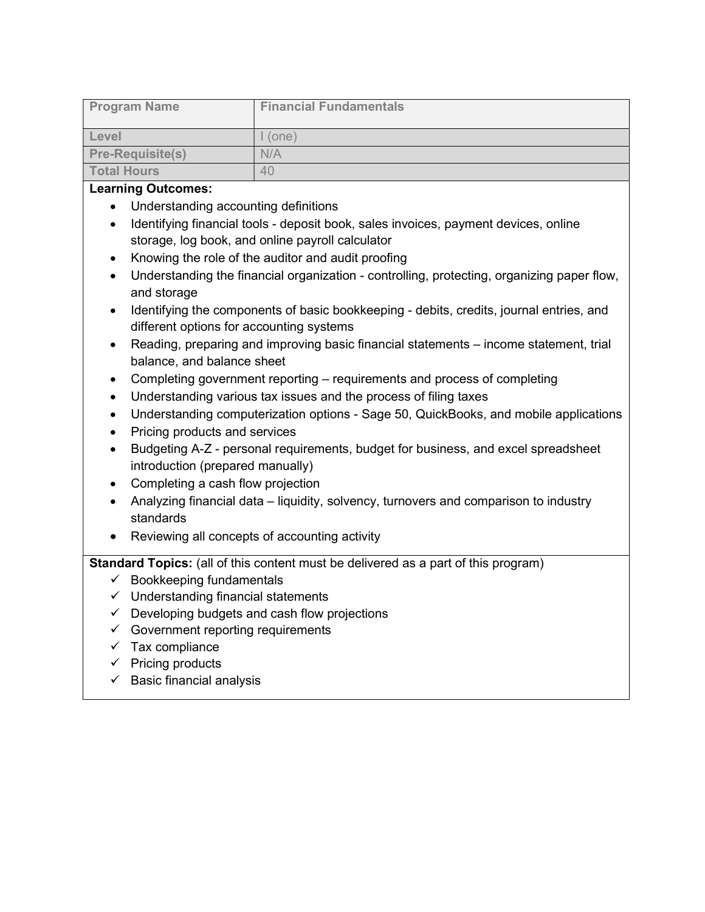| Program Name | Financial Fundamentals |
| --- | --- |
| Level | I (one) |
| Pre-Requisite(s) | N/A |
| Total Hours | 40 |

**Learning Outcomes:**

- Understanding accounting definitions
- Identifying financial tools - deposit book, sales invoices, payment devices, online storage, log book, and online payroll calculator
- Knowing the role of the auditor and audit proofing
- Understanding the financial organization - controlling, protecting, organizing paper flow, and storage
- Identifying the components of basic bookkeeping - debits, credits, journal entries, and different options for accounting systems
- Reading, preparing and improving basic financial statements – income statement, trial balance, and balance sheet
- Completing government reporting – requirements and process of completing
- Understanding various tax issues and the process of filing taxes
- Understanding computerization options - Sage 50, QuickBooks, and mobile applications
- Pricing products and services
- Budgeting A-Z - personal requirements, budget for business, and excel spreadsheet introduction (prepared manually)
- Completing a cash flow projection
- Analyzing financial data – liquidity, solvency, turnovers and comparison to industry standards
- Reviewing all concepts of accounting activity

**Standard Topics:** (all of this content must be delivered as a part of this program)

- ✓ Bookkeeping fundamentals
- ✓ Understanding financial statements
- ✓ Developing budgets and cash flow projections
- ✓ Government reporting requirements
- ✓ Tax compliance
- ✓ Pricing products
- ✓ Basic financial analysis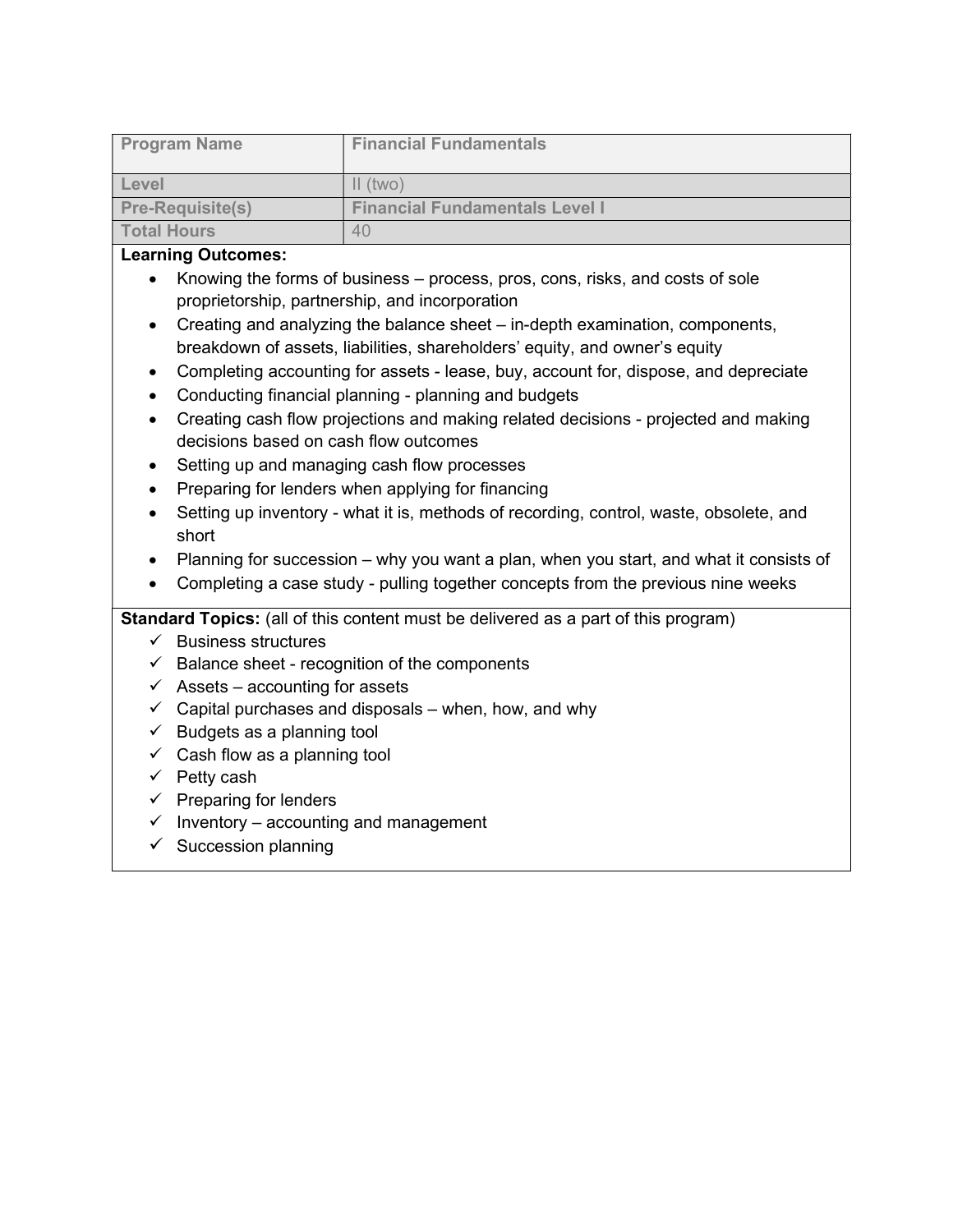| Program Name | Financial Fundamentals |
| --- | --- |
| Level | II (two) |
| Pre-Requisite(s) | Financial Fundamentals Level I |
| Total Hours | 40 |

**Learning Outcomes:**

- Knowing the forms of business – process, pros, cons, risks, and costs of sole proprietorship, partnership, and incorporation
- Creating and analyzing the balance sheet – in-depth examination, components, breakdown of assets, liabilities, shareholders' equity, and owner's equity
- Completing accounting for assets - lease, buy, account for, dispose, and depreciate
- Conducting financial planning - planning and budgets
- Creating cash flow projections and making related decisions - projected and making decisions based on cash flow outcomes
- Setting up and managing cash flow processes
- Preparing for lenders when applying for financing
- Setting up inventory - what it is, methods of recording, control, waste, obsolete, and short
- Planning for succession – why you want a plan, when you start, and what it consists of
- Completing a case study - pulling together concepts from the previous nine weeks

**Standard Topics:** (all of this content must be delivered as a part of this program)

- ✓ Business structures
- ✓ Balance sheet - recognition of the components
- ✓ Assets – accounting for assets
- ✓ Capital purchases and disposals – when, how, and why
- ✓ Budgets as a planning tool
- ✓ Cash flow as a planning tool
- ✓ Petty cash
- ✓ Preparing for lenders
- ✓ Inventory – accounting and management
- ✓ Succession planning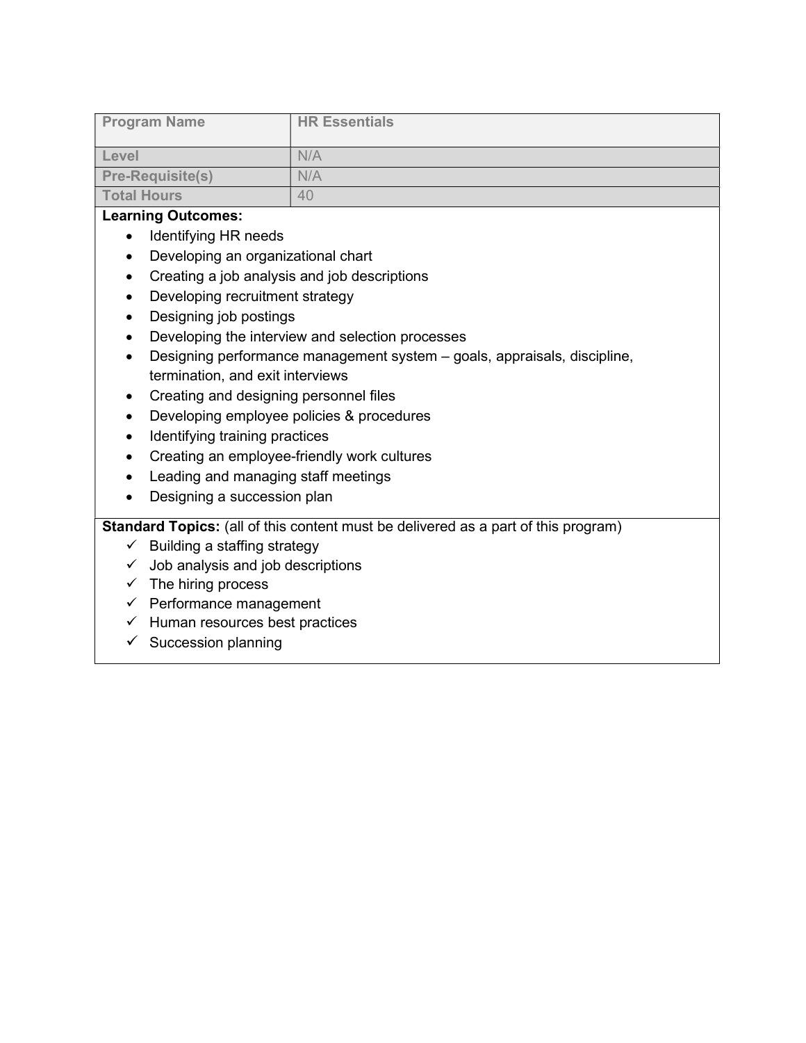| Program Name | HR Essentials |
| --- | --- |
| Level | N/A |
| Pre-Requisite(s) | N/A |
| Total Hours | 40 |

**Learning Outcomes:**

- Identifying HR needs
- Developing an organizational chart
- Creating a job analysis and job descriptions
- Developing recruitment strategy
- Designing job postings
- Developing the interview and selection processes
- Designing performance management system – goals, appraisals, discipline, termination, and exit interviews
- Creating and designing personnel files
- Developing employee policies & procedures
- Identifying training practices
- Creating an employee-friendly work cultures
- Leading and managing staff meetings
- Designing a succession plan

**Standard Topics:** (all of this content must be delivered as a part of this program)

- ✓ Building a staffing strategy
- ✓ Job analysis and job descriptions
- ✓ The hiring process
- ✓ Performance management
- ✓ Human resources best practices
- ✓ Succession planning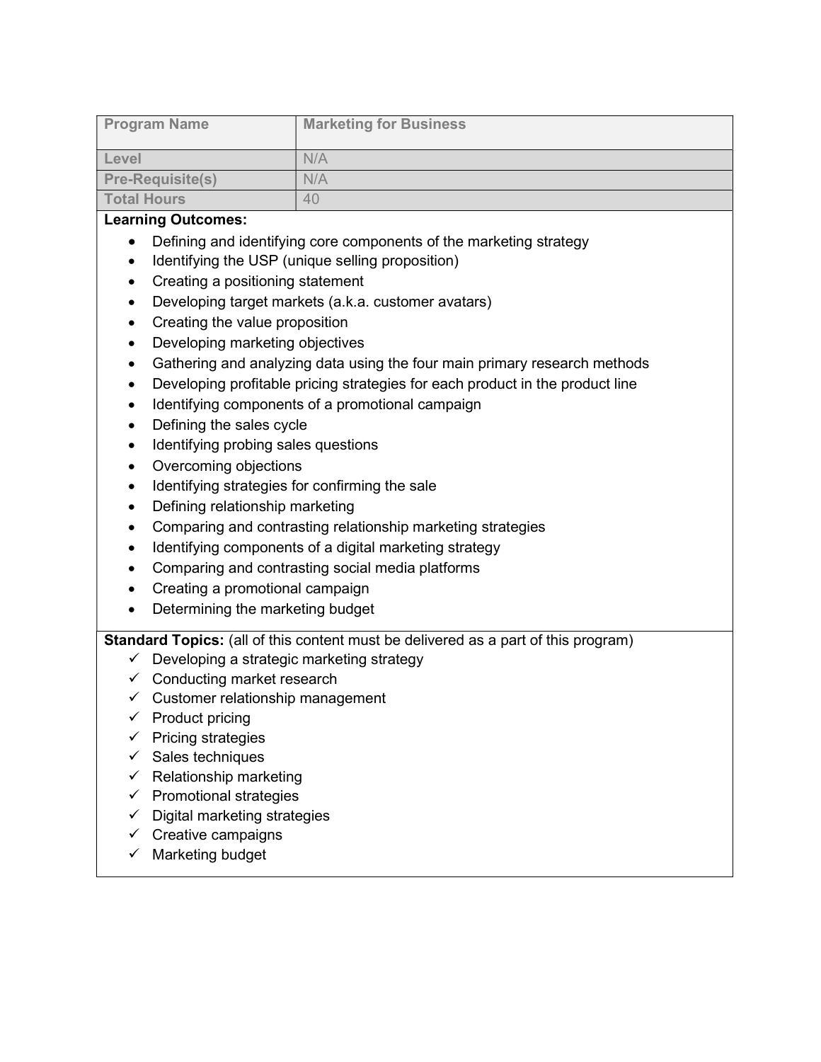| Program Name | Marketing for Business |
| --- | --- |
| Level | N/A |
| Pre-Requisite(s) | N/A |
| Total Hours | 40 |

**Learning Outcomes:**

- Defining and identifying core components of the marketing strategy
- Identifying the USP (unique selling proposition)
- Creating a positioning statement
- Developing target markets (a.k.a. customer avatars)
- Creating the value proposition
- Developing marketing objectives
- Gathering and analyzing data using the four main primary research methods
- Developing profitable pricing strategies for each product in the product line
- Identifying components of a promotional campaign
- Defining the sales cycle
- Identifying probing sales questions
- Overcoming objections
- Identifying strategies for confirming the sale
- Defining relationship marketing
- Comparing and contrasting relationship marketing strategies
- Identifying components of a digital marketing strategy
- Comparing and contrasting social media platforms
- Creating a promotional campaign
- Determining the marketing budget

**Standard Topics:** (all of this content must be delivered as a part of this program)

- ✓ Developing a strategic marketing strategy
- ✓ Conducting market research
- ✓ Customer relationship management
- ✓ Product pricing
- ✓ Pricing strategies
- ✓ Sales techniques
- ✓ Relationship marketing
- ✓ Promotional strategies
- ✓ Digital marketing strategies
- ✓ Creative campaigns
- ✓ Marketing budget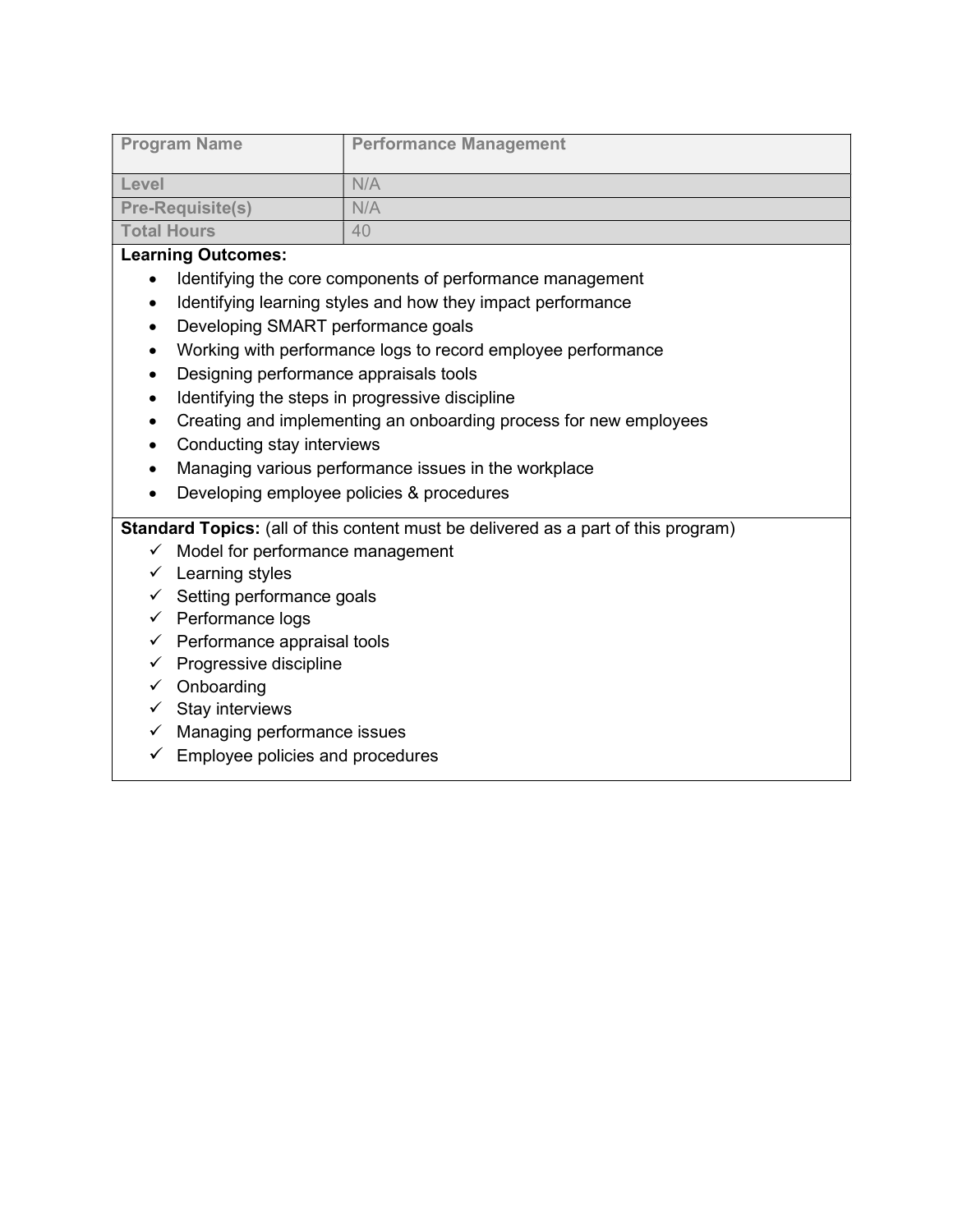| Program Name | Performance Management |
| --- | --- |
| Level | N/A |
| Pre-Requisite(s) | N/A |
| Total Hours | 40 |

**Learning Outcomes:**

- Identifying the core components of performance management
- Identifying learning styles and how they impact performance
- Developing SMART performance goals
- Working with performance logs to record employee performance
- Designing performance appraisals tools
- Identifying the steps in progressive discipline
- Creating and implementing an onboarding process for new employees
- Conducting stay interviews
- Managing various performance issues in the workplace
- Developing employee policies & procedures

**Standard Topics:** (all of this content must be delivered as a part of this program)

- ✓ Model for performance management
- ✓ Learning styles
- ✓ Setting performance goals
- ✓ Performance logs
- ✓ Performance appraisal tools
- ✓ Progressive discipline
- ✓ Onboarding
- ✓ Stay interviews
- ✓ Managing performance issues
- ✓ Employee policies and procedures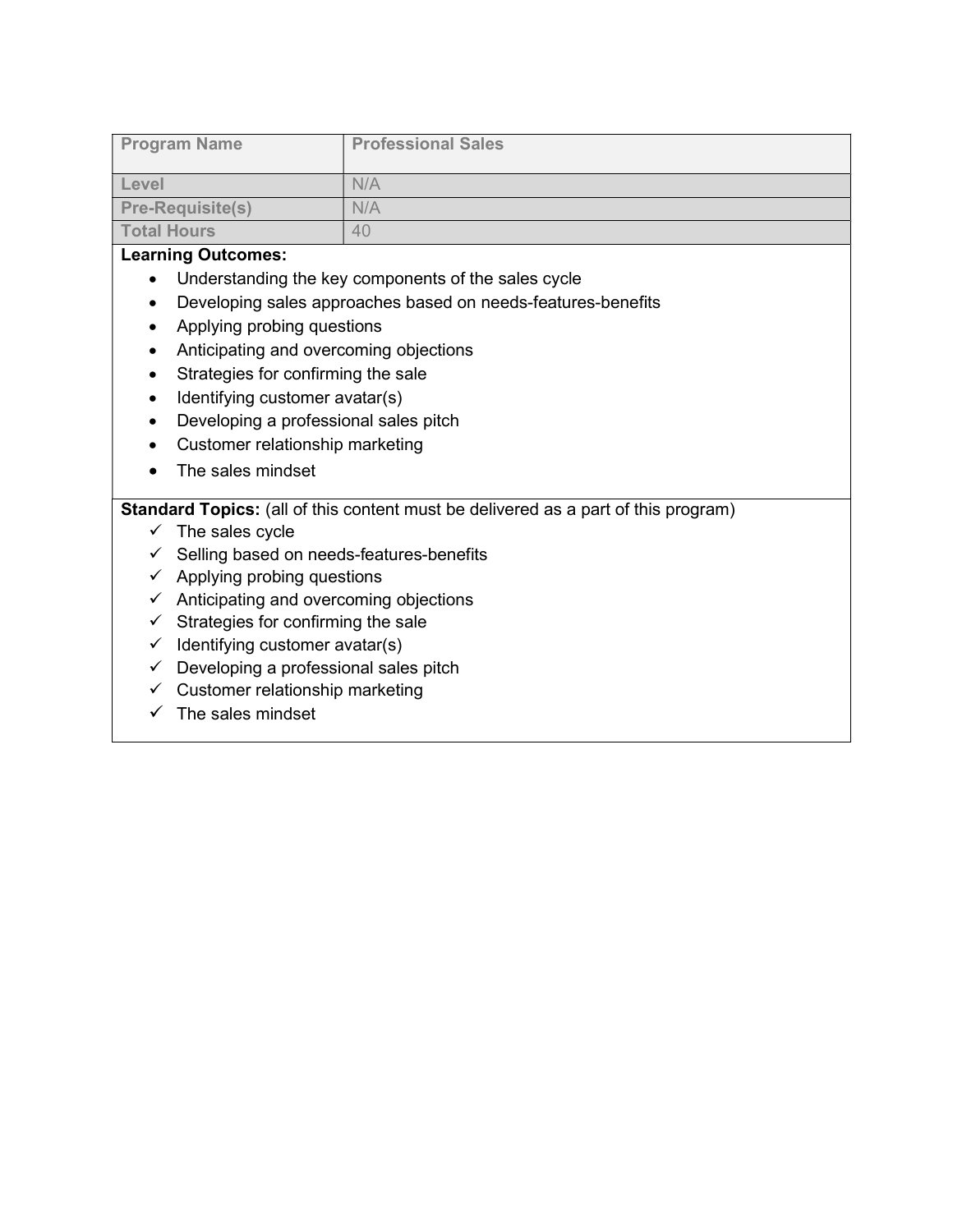| Program Name | Professional Sales |
| --- | --- |
| Level | N/A |
| Pre-Requisite(s) | N/A |
| Total Hours | 40 |

**Learning Outcomes:**

- Understanding the key components of the sales cycle
- Developing sales approaches based on needs-features-benefits
- Applying probing questions
- Anticipating and overcoming objections
- Strategies for confirming the sale
- Identifying customer avatar(s)
- Developing a professional sales pitch
- Customer relationship marketing
- The sales mindset

**Standard Topics:** (all of this content must be delivered as a part of this program)

- ✓ The sales cycle
- ✓ Selling based on needs-features-benefits
- ✓ Applying probing questions
- ✓ Anticipating and overcoming objections
- ✓ Strategies for confirming the sale
- ✓ Identifying customer avatar(s)
- ✓ Developing a professional sales pitch
- ✓ Customer relationship marketing
- ✓ The sales mindset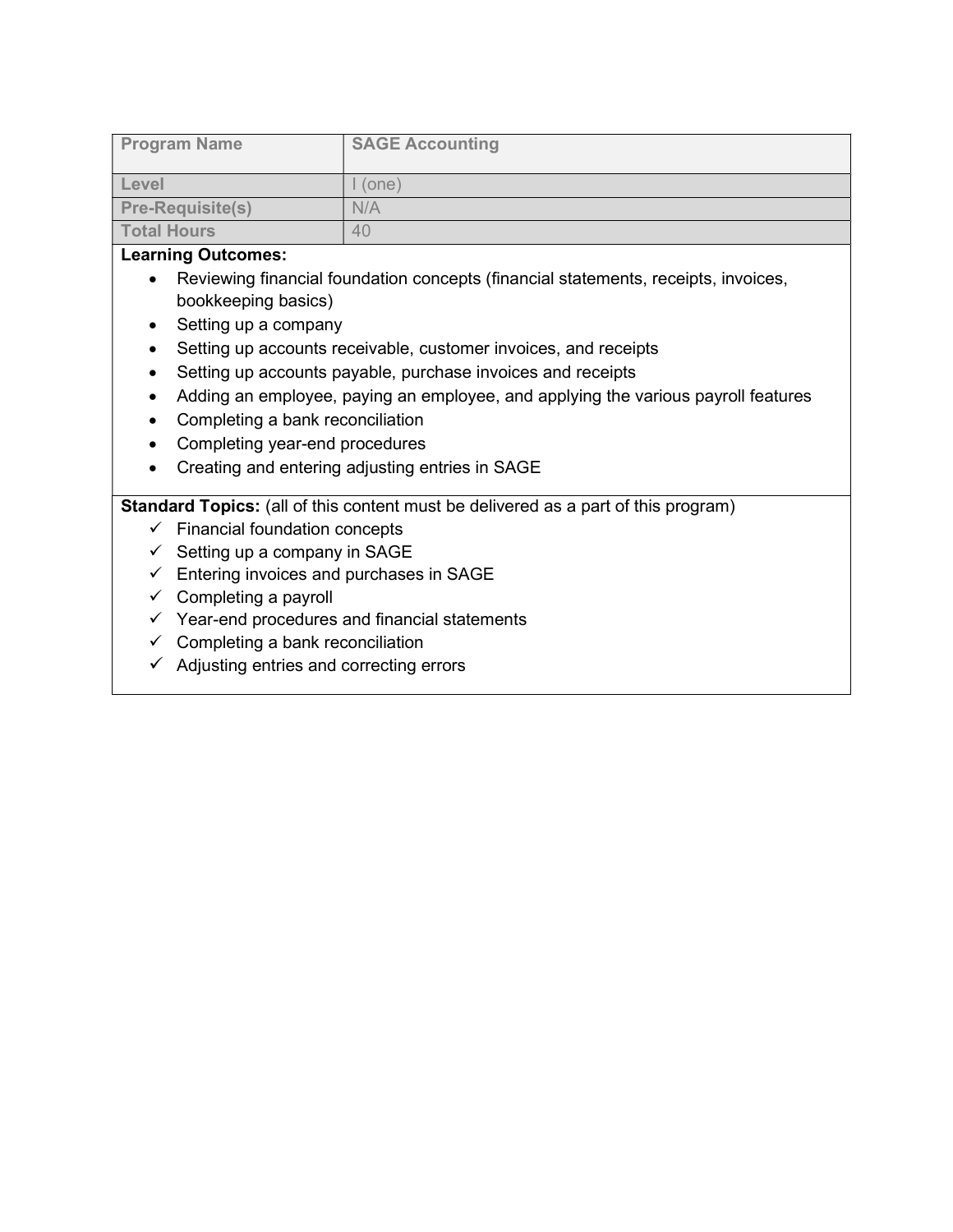| Program Name | SAGE Accounting |
|---|---|
| Level | I (one) |
| Pre-Requisite(s) | N/A |
| Total Hours | 40 |

**Learning Outcomes:**

- Reviewing financial foundation concepts (financial statements, receipts, invoices, bookkeeping basics)
- Setting up a company
- Setting up accounts receivable, customer invoices, and receipts
- Setting up accounts payable, purchase invoices and receipts
- Adding an employee, paying an employee, and applying the various payroll features
- Completing a bank reconciliation
- Completing year-end procedures
- Creating and entering adjusting entries in SAGE

**Standard Topics:** (all of this content must be delivered as a part of this program)

- ✓ Financial foundation concepts
- ✓ Setting up a company in SAGE
- ✓ Entering invoices and purchases in SAGE
- ✓ Completing a payroll
- ✓ Year-end procedures and financial statements
- ✓ Completing a bank reconciliation
- ✓ Adjusting entries and correcting errors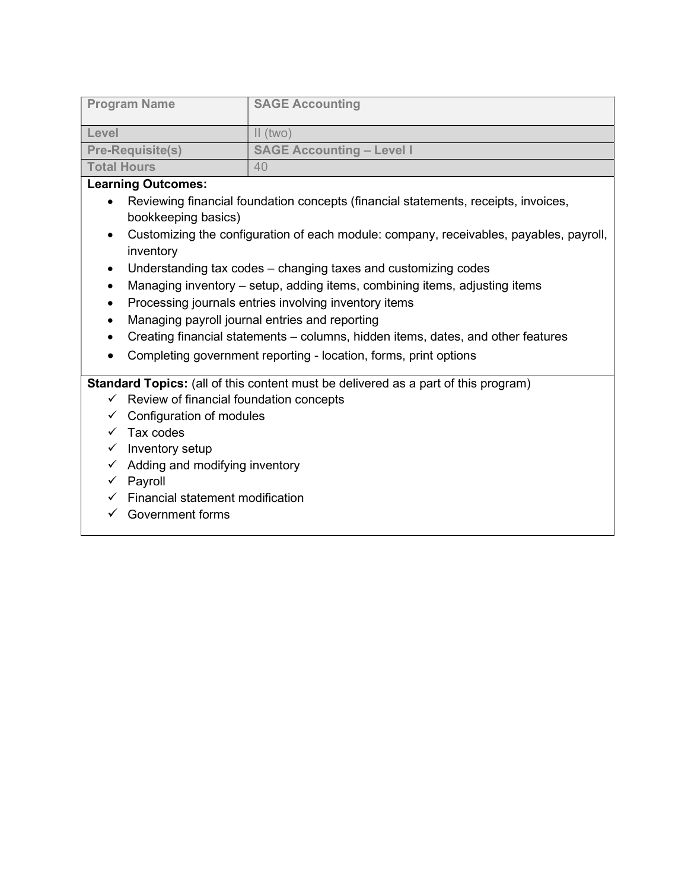| Program Name | SAGE Accounting |
|---|---|
| Level | II (two) |
| Pre-Requisite(s) | SAGE Accounting – Level I |
| Total Hours | 40 |

**Learning Outcomes:**

- Reviewing financial foundation concepts (financial statements, receipts, invoices, bookkeeping basics)
- Customizing the configuration of each module: company, receivables, payables, payroll, inventory
- Understanding tax codes – changing taxes and customizing codes
- Managing inventory – setup, adding items, combining items, adjusting items
- Processing journals entries involving inventory items
- Managing payroll journal entries and reporting
- Creating financial statements – columns, hidden items, dates, and other features
- Completing government reporting - location, forms, print options

**Standard Topics:** (all of this content must be delivered as a part of this program)

- ✓ Review of financial foundation concepts
- ✓ Configuration of modules
- ✓ Tax codes
- ✓ Inventory setup
- ✓ Adding and modifying inventory
- ✓ Payroll
- ✓ Financial statement modification
- ✓ Government forms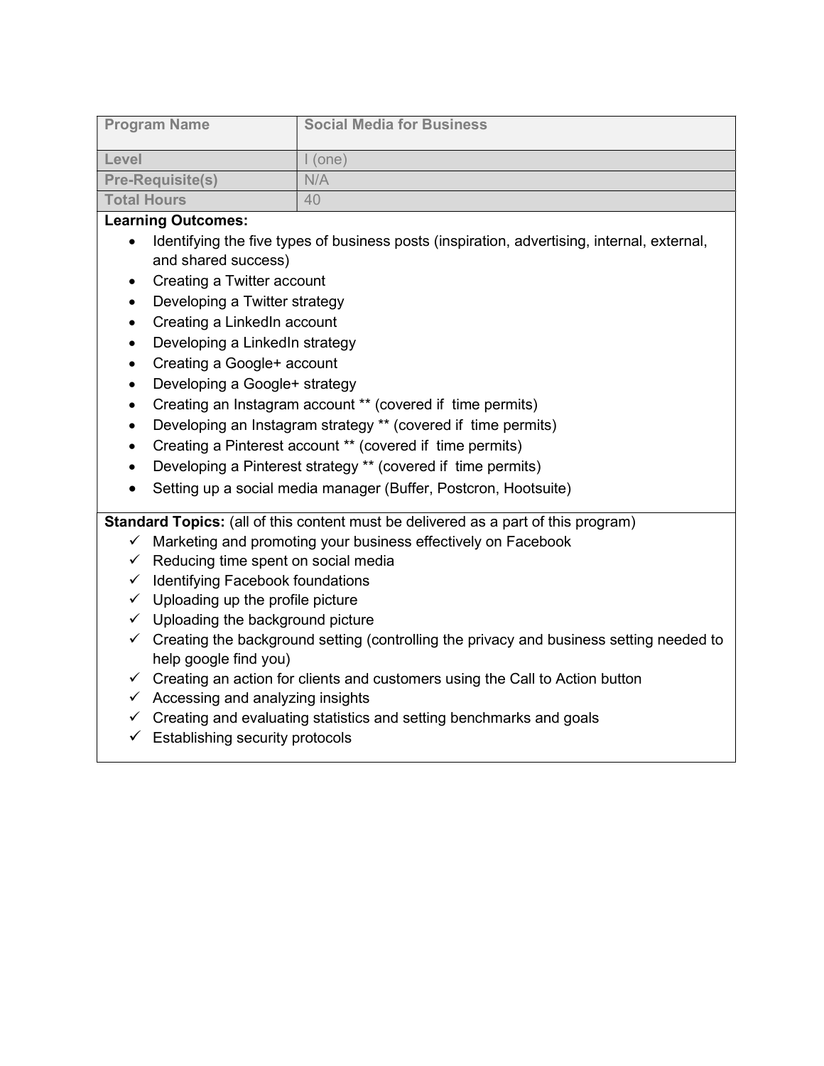| Program Name | Social Media for Business |
| --- | --- |
| Level | I (one) |
| Pre-Requisite(s) | N/A |
| Total Hours | 40 |

**Learning Outcomes:**

- Identifying the five types of business posts (inspiration, advertising, internal, external, and shared success)
- Creating a Twitter account
- Developing a Twitter strategy
- Creating a LinkedIn account
- Developing a LinkedIn strategy
- Creating a Google+ account
- Developing a Google+ strategy
- Creating an Instagram account ** (covered if time permits)
- Developing an Instagram strategy ** (covered if time permits)
- Creating a Pinterest account ** (covered if time permits)
- Developing a Pinterest strategy ** (covered if time permits)
- Setting up a social media manager (Buffer, Postcron, Hootsuite)

**Standard Topics:** (all of this content must be delivered as a part of this program)

- ✓ Marketing and promoting your business effectively on Facebook
- ✓ Reducing time spent on social media
- ✓ Identifying Facebook foundations
- ✓ Uploading up the profile picture
- ✓ Uploading the background picture
- ✓ Creating the background setting (controlling the privacy and business setting needed to help google find you)
- ✓ Creating an action for clients and customers using the Call to Action button
- ✓ Accessing and analyzing insights
- ✓ Creating and evaluating statistics and setting benchmarks and goals
- ✓ Establishing security protocols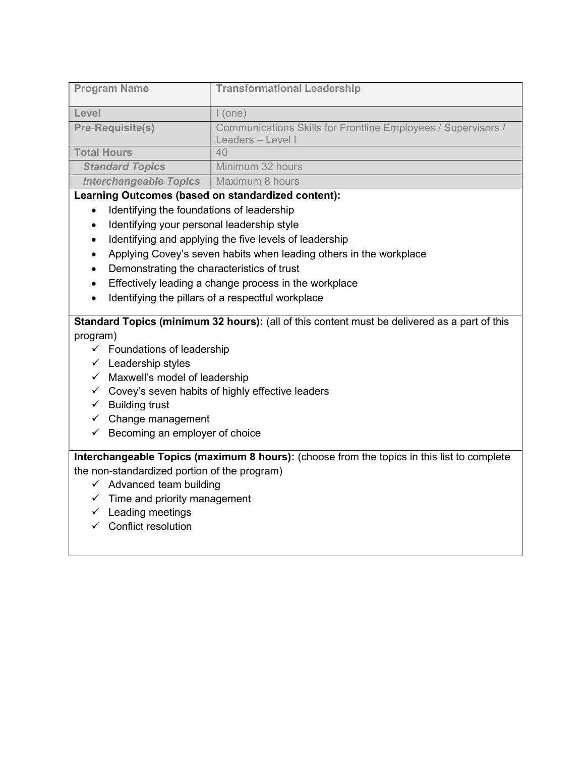| | |
|---|---|
| **Program Name** | **Transformational Leadership** |
| **Level** | I (one) |
| **Pre-Requisite(s)** | Communications Skills for Frontline Employees / Supervisors / Leaders – Level I |
| **Total Hours** | 40 |
| ***Standard Topics*** | Minimum 32 hours |
| ***Interchangeable Topics*** | Maximum 8 hours |

**Learning Outcomes (based on standardized content):**

- Identifying the foundations of leadership
- Identifying your personal leadership style
- Identifying and applying the five levels of leadership
- Applying Covey's seven habits when leading others in the workplace
- Demonstrating the characteristics of trust
- Effectively leading a change process in the workplace
- Identifying the pillars of a respectful workplace

**Standard Topics (minimum 32 hours):** (all of this content must be delivered as a part of this program)

- ✓ Foundations of leadership
- ✓ Leadership styles
- ✓ Maxwell's model of leadership
- ✓ Covey's seven habits of highly effective leaders
- ✓ Building trust
- ✓ Change management
- ✓ Becoming an employer of choice

**Interchangeable Topics (maximum 8 hours):** (choose from the topics in this list to complete the non-standardized portion of the program)

- ✓ Advanced team building
- ✓ Time and priority management
- ✓ Leading meetings
- ✓ Conflict resolution